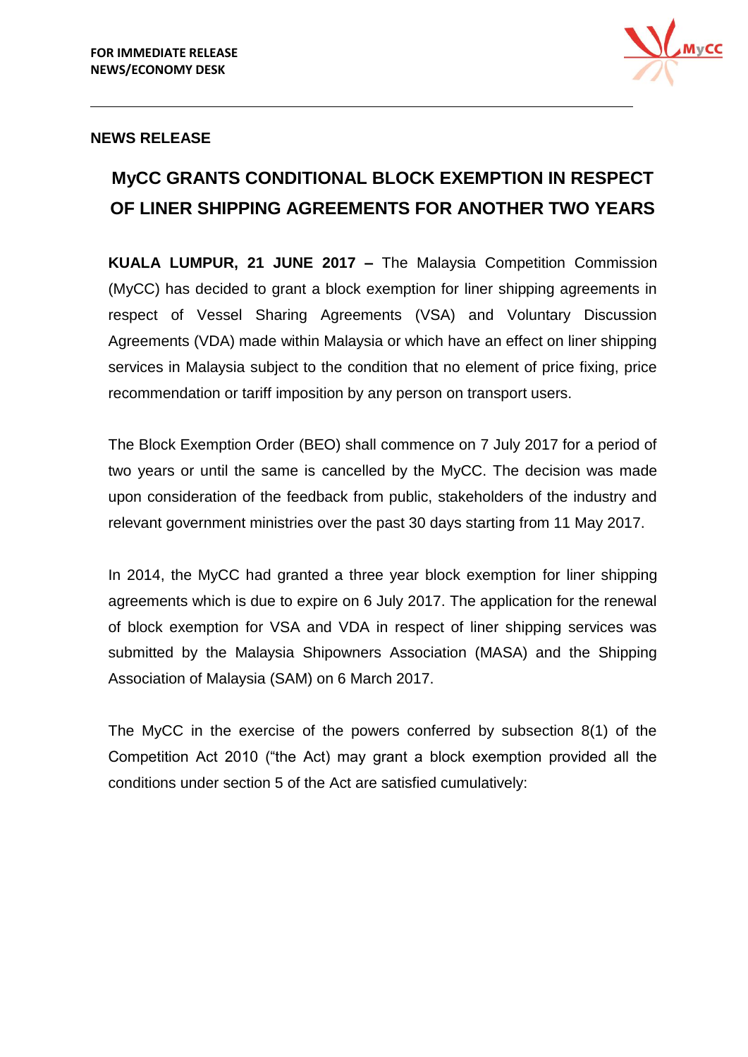**FOR IMMEDIATE RELEASE**
**NEWS/ECONOMY DESK**

**NEWS RELEASE**

# MyCC GRANTS CONDITIONAL BLOCK EXEMPTION IN RESPECT OF LINER SHIPPING AGREEMENTS FOR ANOTHER TWO YEARS

**KUALA LUMPUR, 21 JUNE 2017 –** The Malaysia Competition Commission (MyCC) has decided to grant a block exemption for liner shipping agreements in respect of Vessel Sharing Agreements (VSA) and Voluntary Discussion Agreements (VDA) made within Malaysia or which have an effect on liner shipping services in Malaysia subject to the condition that no element of price fixing, price recommendation or tariff imposition by any person on transport users.

The Block Exemption Order (BEO) shall commence on 7 July 2017 for a period of two years or until the same is cancelled by the MyCC. The decision was made upon consideration of the feedback from public, stakeholders of the industry and relevant government ministries over the past 30 days starting from 11 May 2017.

In 2014, the MyCC had granted a three year block exemption for liner shipping agreements which is due to expire on 6 July 2017. The application for the renewal of block exemption for VSA and VDA in respect of liner shipping services was submitted by the Malaysia Shipowners Association (MASA) and the Shipping Association of Malaysia (SAM) on 6 March 2017.

The MyCC in the exercise of the powers conferred by subsection 8(1) of the Competition Act 2010 ("the Act) may grant a block exemption provided all the conditions under section 5 of the Act are satisfied cumulatively: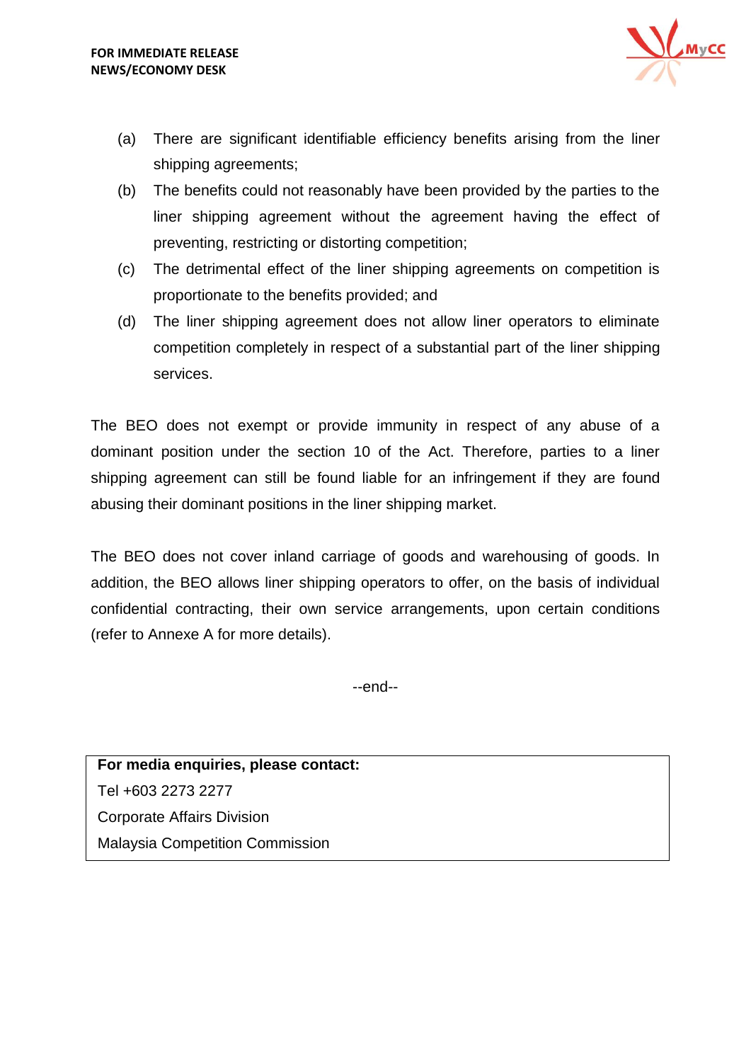(a) There are significant identifiable efficiency benefits arising from the liner shipping agreements;

(b) The benefits could not reasonably have been provided by the parties to the liner shipping agreement without the agreement having the effect of preventing, restricting or distorting competition;

(c) The detrimental effect of the liner shipping agreements on competition is proportionate to the benefits provided; and

(d) The liner shipping agreement does not allow liner operators to eliminate competition completely in respect of a substantial part of the liner shipping services.

The BEO does not exempt or provide immunity in respect of any abuse of a dominant position under the section 10 of the Act. Therefore, parties to a liner shipping agreement can still be found liable for an infringement if they are found abusing their dominant positions in the liner shipping market.

The BEO does not cover inland carriage of goods and warehousing of goods. In addition, the BEO allows liner shipping operators to offer, on the basis of individual confidential contracting, their own service arrangements, upon certain conditions (refer to Annexe A for more details).

--end--

**For media enquiries, please contact:**
Tel +603 2273 2277
Corporate Affairs Division
Malaysia Competition Commission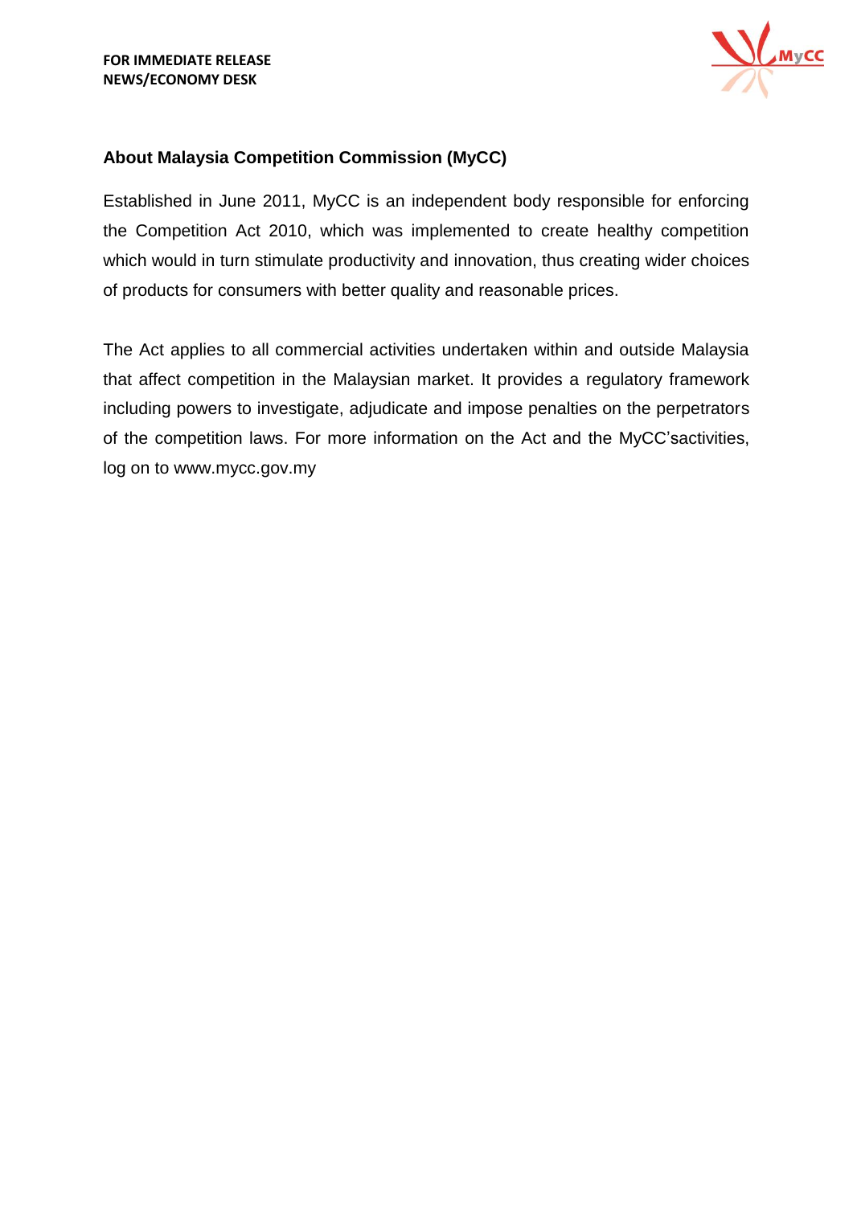**FOR IMMEDIATE RELEASE**
**NEWS/ECONOMY DESK**

## About Malaysia Competition Commission (MyCC)

Established in June 2011, MyCC is an independent body responsible for enforcing the Competition Act 2010, which was implemented to create healthy competition which would in turn stimulate productivity and innovation, thus creating wider choices of products for consumers with better quality and reasonable prices.

The Act applies to all commercial activities undertaken within and outside Malaysia that affect competition in the Malaysian market. It provides a regulatory framework including powers to investigate, adjudicate and impose penalties on the perpetrators of the competition laws. For more information on the Act and the MyCC'sactivities, log on to www.mycc.gov.my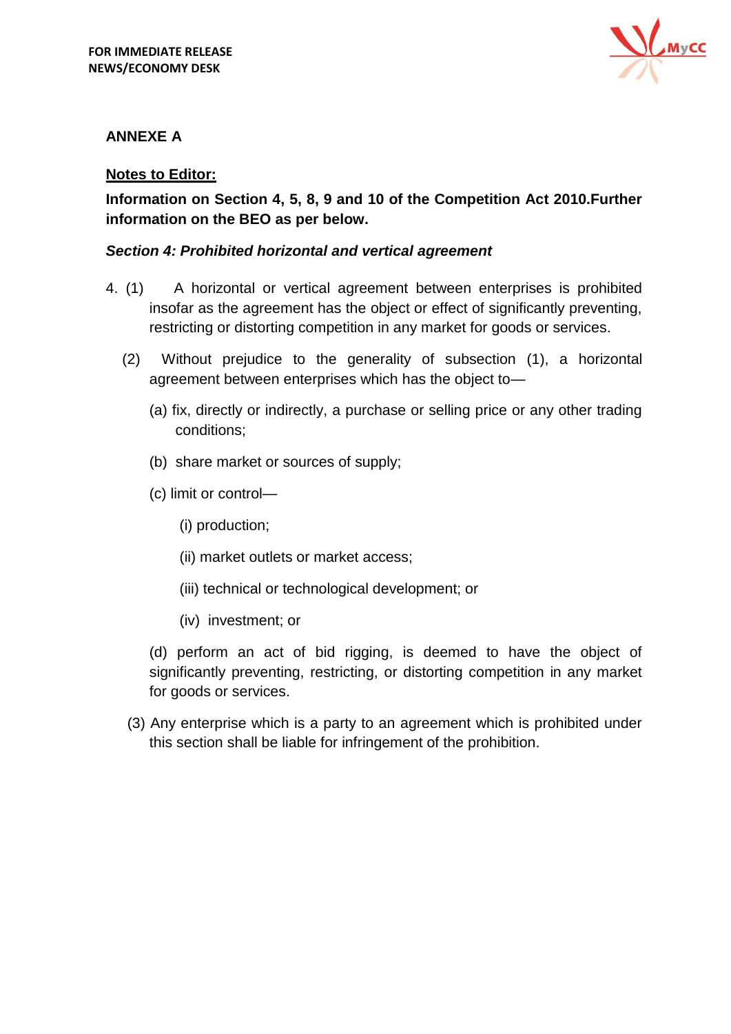**FOR IMMEDIATE RELEASE**
**NEWS/ECONOMY DESK**

**ANNEXE A**

**<u>Notes to Editor:</u>**

**Information on Section 4, 5, 8, 9 and 10 of the Competition Act 2010.Further information on the BEO as per below.**

***Section 4: Prohibited horizontal and vertical agreement***

4. (1) A horizontal or vertical agreement between enterprises is prohibited insofar as the agreement has the object or effect of significantly preventing, restricting or distorting competition in any market for goods or services.

(2) Without prejudice to the generality of subsection (1), a horizontal agreement between enterprises which has the object to—

(a) fix, directly or indirectly, a purchase or selling price or any other trading conditions;

(b) share market or sources of supply;

(c) limit or control—

(i) production;

(ii) market outlets or market access;

(iii) technical or technological development; or

(iv) investment; or

(d) perform an act of bid rigging, is deemed to have the object of significantly preventing, restricting, or distorting competition in any market for goods or services.

(3) Any enterprise which is a party to an agreement which is prohibited under this section shall be liable for infringement of the prohibition.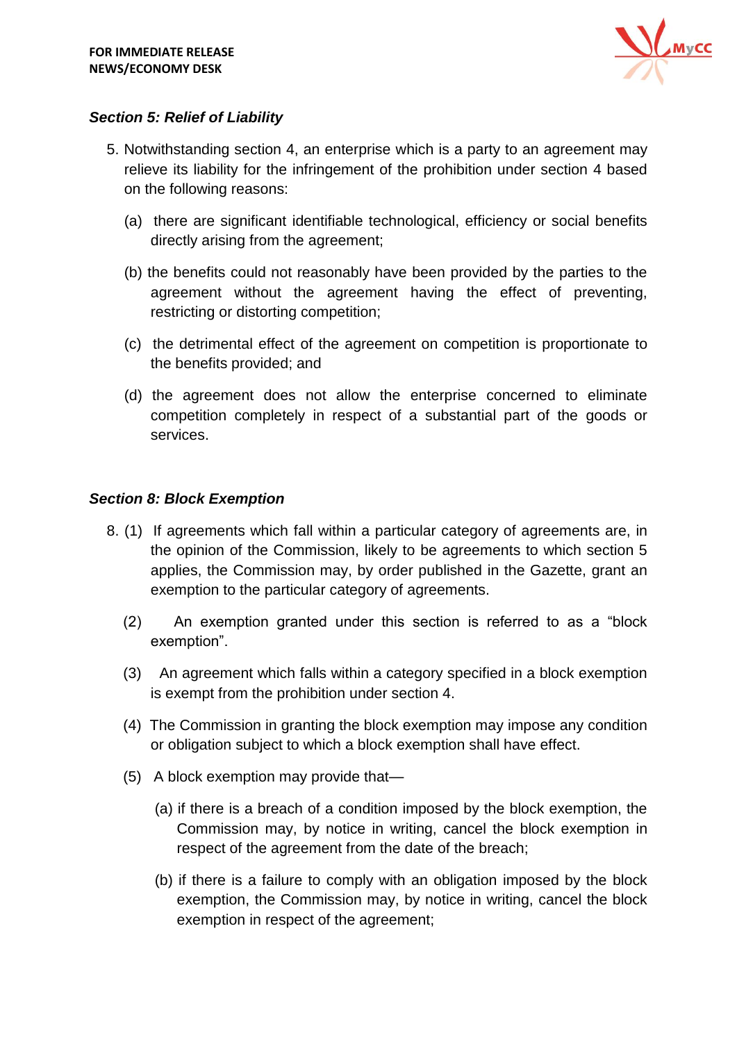*Section 5: Relief of Liability*

5. Notwithstanding section 4, an enterprise which is a party to an agreement may relieve its liability for the infringement of the prohibition under section 4 based on the following reasons:

   (a) there are significant identifiable technological, efficiency or social benefits directly arising from the agreement;

   (b) the benefits could not reasonably have been provided by the parties to the agreement without the agreement having the effect of preventing, restricting or distorting competition;

   (c) the detrimental effect of the agreement on competition is proportionate to the benefits provided; and

   (d) the agreement does not allow the enterprise concerned to eliminate competition completely in respect of a substantial part of the goods or services.

*Section 8: Block Exemption*

8. (1) If agreements which fall within a particular category of agreements are, in the opinion of the Commission, likely to be agreements to which section 5 applies, the Commission may, by order published in the Gazette, grant an exemption to the particular category of agreements.

   (2) An exemption granted under this section is referred to as a "block exemption".

   (3) An agreement which falls within a category specified in a block exemption is exempt from the prohibition under section 4.

   (4) The Commission in granting the block exemption may impose any condition or obligation subject to which a block exemption shall have effect.

   (5) A block exemption may provide that—

      (a) if there is a breach of a condition imposed by the block exemption, the Commission may, by notice in writing, cancel the block exemption in respect of the agreement from the date of the breach;

      (b) if there is a failure to comply with an obligation imposed by the block exemption, the Commission may, by notice in writing, cancel the block exemption in respect of the agreement;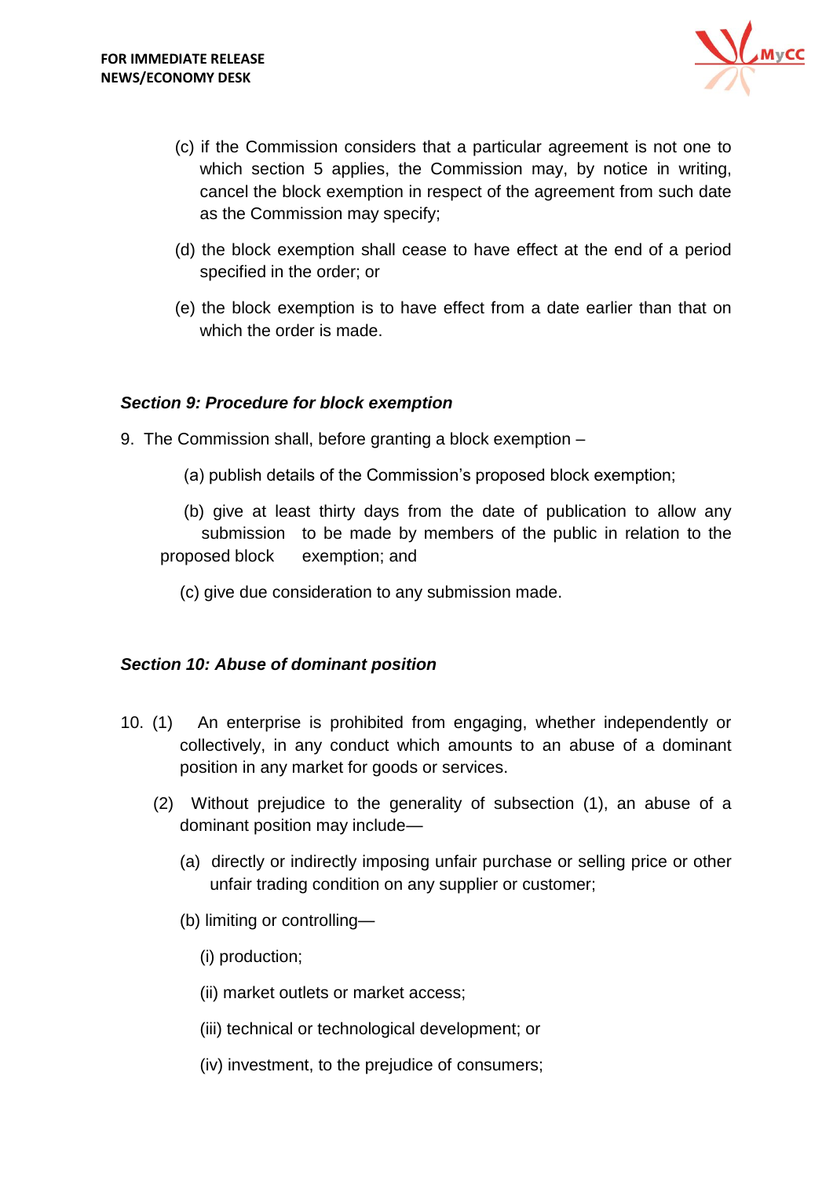(c) if the Commission considers that a particular agreement is not one to which section 5 applies, the Commission may, by notice in writing, cancel the block exemption in respect of the agreement from such date as the Commission may specify;

(d) the block exemption shall cease to have effect at the end of a period specified in the order; or

(e) the block exemption is to have effect from a date earlier than that on which the order is made.

***Section 9: Procedure for block exemption***

9. The Commission shall, before granting a block exemption –

(a) publish details of the Commission's proposed block exemption;

(b) give at least thirty days from the date of publication to allow any submission to be made by members of the public in relation to the proposed block exemption; and

(c) give due consideration to any submission made.

***Section 10: Abuse of dominant position***

10. (1) An enterprise is prohibited from engaging, whether independently or collectively, in any conduct which amounts to an abuse of a dominant position in any market for goods or services.

(2) Without prejudice to the generality of subsection (1), an abuse of a dominant position may include—

(a) directly or indirectly imposing unfair purchase or selling price or other unfair trading condition on any supplier or customer;

(b) limiting or controlling—

(i) production;

(ii) market outlets or market access;

(iii) technical or technological development; or

(iv) investment, to the prejudice of consumers;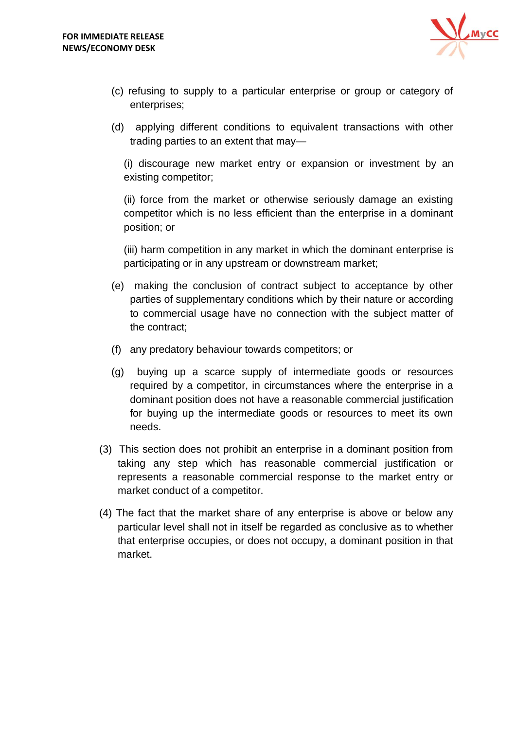(c) refusing to supply to a particular enterprise or group or category of enterprises;

(d) applying different conditions to equivalent transactions with other trading parties to an extent that may—

(i) discourage new market entry or expansion or investment by an existing competitor;

(ii) force from the market or otherwise seriously damage an existing competitor which is no less efficient than the enterprise in a dominant position; or

(iii) harm competition in any market in which the dominant enterprise is participating or in any upstream or downstream market;

(e) making the conclusion of contract subject to acceptance by other parties of supplementary conditions which by their nature or according to commercial usage have no connection with the subject matter of the contract;

(f) any predatory behaviour towards competitors; or

(g) buying up a scarce supply of intermediate goods or resources required by a competitor, in circumstances where the enterprise in a dominant position does not have a reasonable commercial justification for buying up the intermediate goods or resources to meet its own needs.

(3) This section does not prohibit an enterprise in a dominant position from taking any step which has reasonable commercial justification or represents a reasonable commercial response to the market entry or market conduct of a competitor.

(4) The fact that the market share of any enterprise is above or below any particular level shall not in itself be regarded as conclusive as to whether that enterprise occupies, or does not occupy, a dominant position in that market.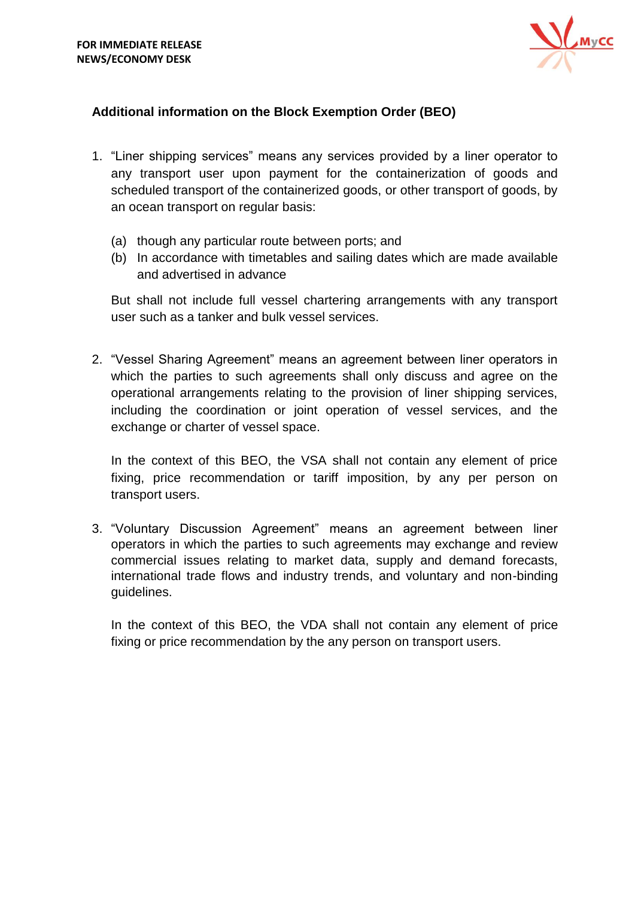**FOR IMMEDIATE RELEASE**
**NEWS/ECONOMY DESK**

## Additional information on the Block Exemption Order (BEO)

1. "Liner shipping services" means any services provided by a liner operator to any transport user upon payment for the containerization of goods and scheduled transport of the containerized goods, or other transport of goods, by an ocean transport on regular basis:

   (a) though any particular route between ports; and
   (b) In accordance with timetables and sailing dates which are made available and advertised in advance

   But shall not include full vessel chartering arrangements with any transport user such as a tanker and bulk vessel services.

2. "Vessel Sharing Agreement" means an agreement between liner operators in which the parties to such agreements shall only discuss and agree on the operational arrangements relating to the provision of liner shipping services, including the coordination or joint operation of vessel services, and the exchange or charter of vessel space.

   In the context of this BEO, the VSA shall not contain any element of price fixing, price recommendation or tariff imposition, by any per person on transport users.

3. "Voluntary Discussion Agreement" means an agreement between liner operators in which the parties to such agreements may exchange and review commercial issues relating to market data, supply and demand forecasts, international trade flows and industry trends, and voluntary and non-binding guidelines.

   In the context of this BEO, the VDA shall not contain any element of price fixing or price recommendation by the any person on transport users.